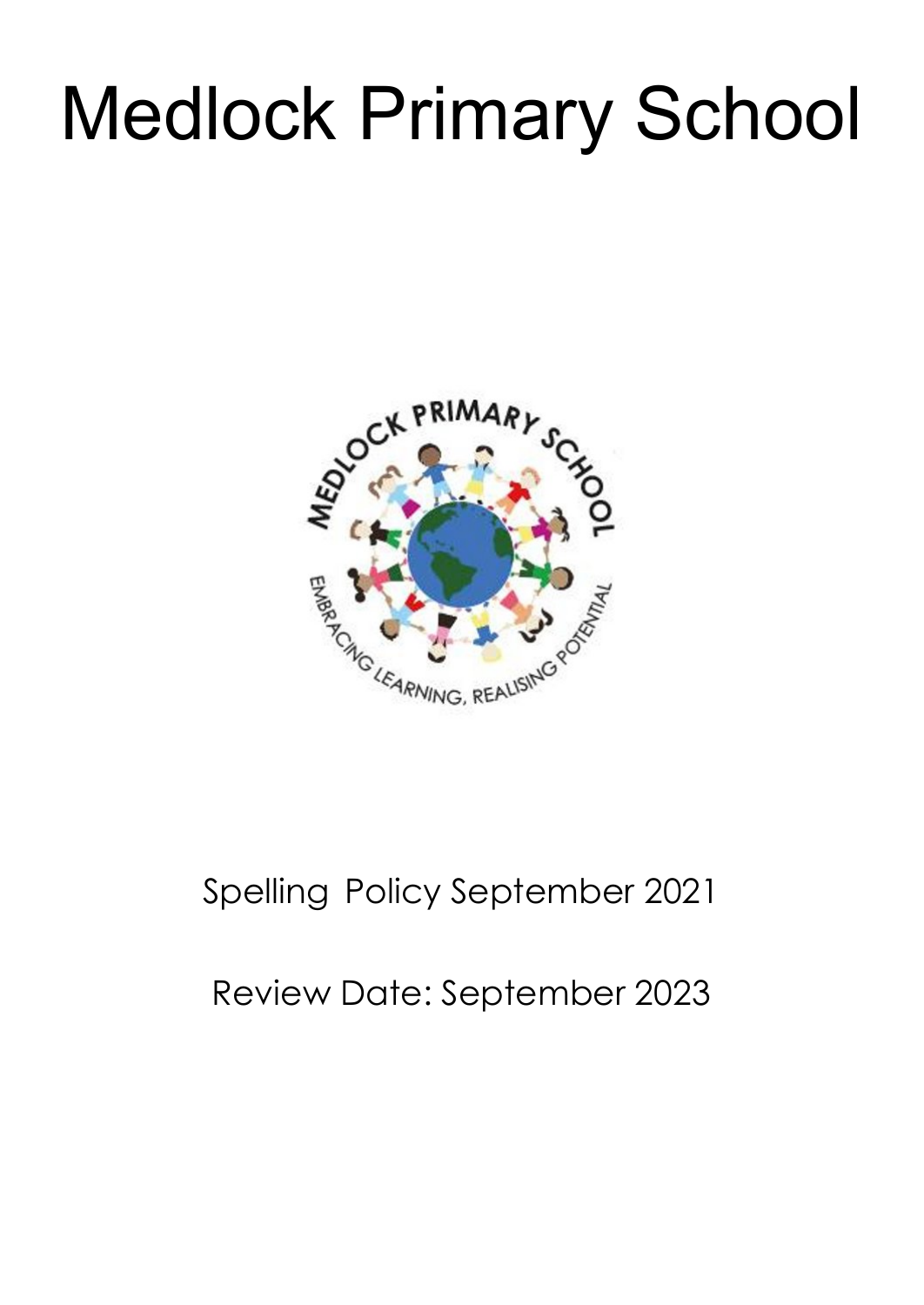# Medlock Primary School

Spelling Policy September 2021

Review Date: September 2023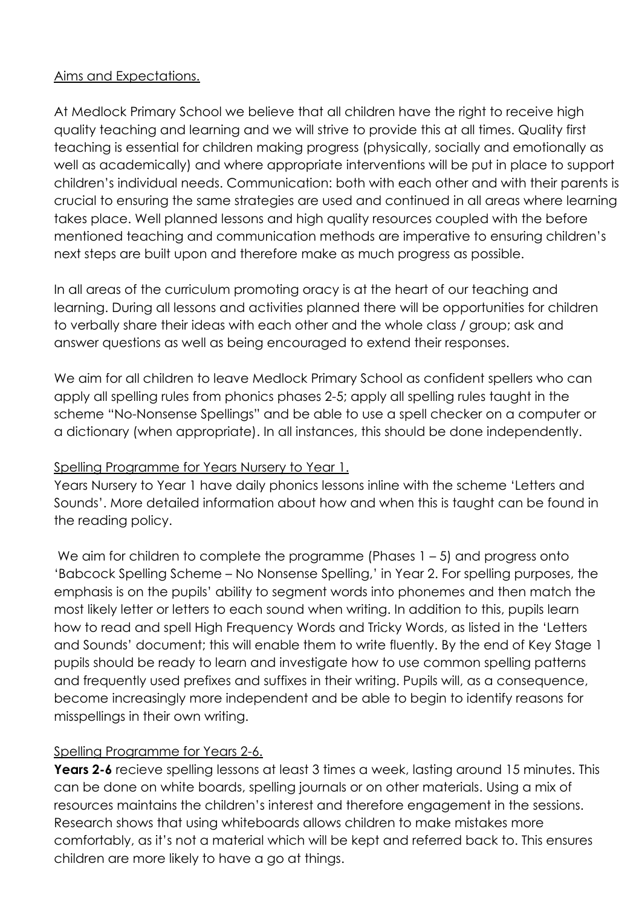## Aims and Expectations.

At Medlock Primary School we believe that all children have the right to receive high quality teaching and learning and we will strive to provide this at all times. Quality first teaching is essential for children making progress (physically, socially and emotionally as well as academically) and where appropriate interventions will be put in place to support children's individual needs. Communication: both with each other and with their parents is crucial to ensuring the same strategies are used and continued in all areas where learning takes place. Well planned lessons and high quality resources coupled with the before mentioned teaching and communication methods are imperative to ensuring children's next steps are built upon and therefore make as much progress as possible.

In all areas of the curriculum promoting oracy is at the heart of our teaching and learning. During all lessons and activities planned there will be opportunities for children to verbally share their ideas with each other and the whole class / group; ask and answer questions as well as being encouraged to extend their responses.

We aim for all children to leave Medlock Primary School as confident spellers who can apply all spelling rules from phonics phases 2-5; apply all spelling rules taught in the scheme "No-Nonsense Spellings" and be able to use a spell checker on a computer or a dictionary (when appropriate). In all instances, this should be done independently.

## Spelling Programme for Years Nursery to Year 1.

Years Nursery to Year 1 have daily phonics lessons inline with the scheme 'Letters and Sounds'. More detailed information about how and when this is taught can be found in the reading policy.

We aim for children to complete the programme (Phases 1 – 5) and progress onto 'Babcock Spelling Scheme – No Nonsense Spelling,' in Year 2. For spelling purposes, the emphasis is on the pupils' ability to segment words into phonemes and then match the most likely letter or letters to each sound when writing. In addition to this, pupils learn how to read and spell High Frequency Words and Tricky Words, as listed in the 'Letters and Sounds' document; this will enable them to write fluently. By the end of Key Stage 1 pupils should be ready to learn and investigate how to use common spelling patterns and frequently used prefixes and suffixes in their writing. Pupils will, as a consequence, become increasingly more independent and be able to begin to identify reasons for misspellings in their own writing.

## Spelling Programme for Years 2-6.

**Years 2-6** recieve spelling lessons at least 3 times a week, lasting around 15 minutes. This can be done on white boards, spelling journals or on other materials. Using a mix of resources maintains the children's interest and therefore engagement in the sessions. Research shows that using whiteboards allows children to make mistakes more comfortably, as it's not a material which will be kept and referred back to. This ensures children are more likely to have a go at things.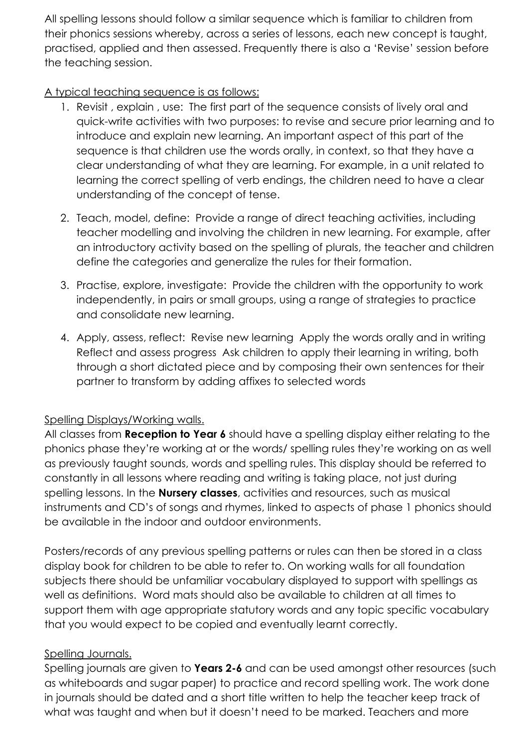All spelling lessons should follow a similar sequence which is familiar to children from their phonics sessions whereby, across a series of lessons, each new concept is taught, practised, applied and then assessed. Frequently there is also a 'Revise' session before the teaching session.

A typical teaching sequence is as follows:

1. Revisit , explain , use: The first part of the sequence consists of lively oral and quick-write activities with two purposes: to revise and secure prior learning and to introduce and explain new learning. An important aspect of this part of the sequence is that children use the words orally, in context, so that they have a clear understanding of what they are learning. For example, in a unit related to learning the correct spelling of verb endings, the children need to have a clear understanding of the concept of tense.

2. Teach, model, define: Provide a range of direct teaching activities, including teacher modelling and involving the children in new learning. For example, after an introductory activity based on the spelling of plurals, the teacher and children define the categories and generalize the rules for their formation.

3. Practise, explore, investigate: Provide the children with the opportunity to work independently, in pairs or small groups, using a range of strategies to practice and consolidate new learning.

4. Apply, assess, reflect: Revise new learning Apply the words orally and in writing Reflect and assess progress Ask children to apply their learning in writing, both through a short dictated piece and by composing their own sentences for their partner to transform by adding affixes to selected words

Spelling Displays/Working walls.

All classes from **Reception to Year 6** should have a spelling display either relating to the phonics phase they're working at or the words/ spelling rules they're working on as well as previously taught sounds, words and spelling rules. This display should be referred to constantly in all lessons where reading and writing is taking place, not just during spelling lessons. In the **Nursery classes**, activities and resources, such as musical instruments and CD's of songs and rhymes, linked to aspects of phase 1 phonics should be available in the indoor and outdoor environments.

Posters/records of any previous spelling patterns or rules can then be stored in a class display book for children to be able to refer to. On working walls for all foundation subjects there should be unfamiliar vocabulary displayed to support with spellings as well as definitions. Word mats should also be available to children at all times to support them with age appropriate statutory words and any topic specific vocabulary that you would expect to be copied and eventually learnt correctly.

Spelling Journals.

Spelling journals are given to **Years 2-6** and can be used amongst other resources (such as whiteboards and sugar paper) to practice and record spelling work. The work done in journals should be dated and a short title written to help the teacher keep track of what was taught and when but it doesn't need to be marked. Teachers and more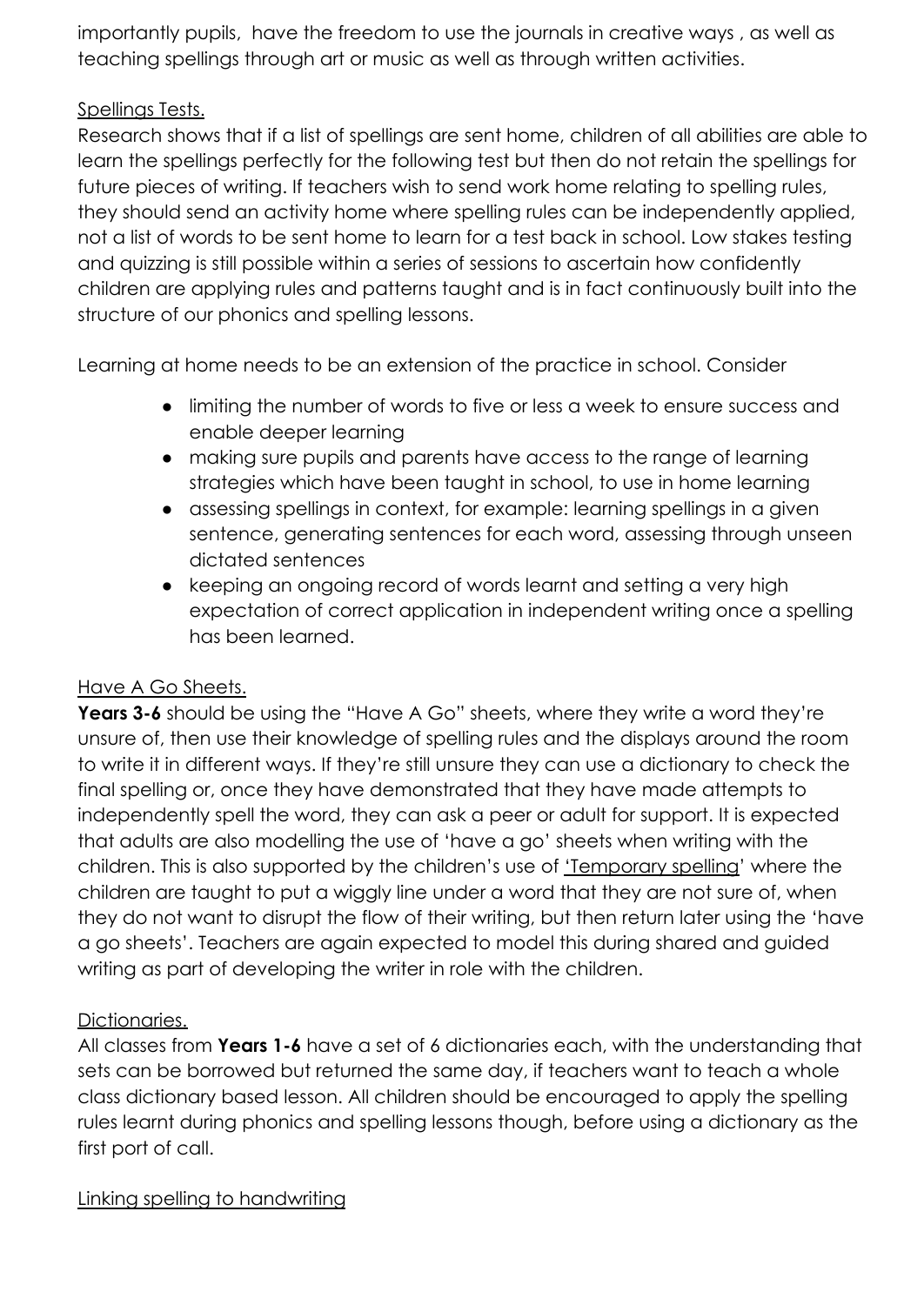importantly pupils,  have the freedom to use the journals in creative ways , as well as teaching spellings through art or music as well as through written activities.

<u>Spellings Tests.</u>

Research shows that if a list of spellings are sent home, children of all abilities are able to learn the spellings perfectly for the following test but then do not retain the spellings for future pieces of writing. If teachers wish to send work home relating to spelling rules, they should send an activity home where spelling rules can be independently applied, not a list of words to be sent home to learn for a test back in school. Low stakes testing and quizzing is still possible within a series of sessions to ascertain how confidently children are applying rules and patterns taught and is in fact continuously built into the structure of our phonics and spelling lessons.

Learning at home needs to be an extension of the practice in school. Consider

- limiting the number of words to five or less a week to ensure success and enable deeper learning
- making sure pupils and parents have access to the range of learning strategies which have been taught in school, to use in home learning
- assessing spellings in context, for example: learning spellings in a given sentence, generating sentences for each word, assessing through unseen dictated sentences
- keeping an ongoing record of words learnt and setting a very high expectation of correct application in independent writing once a spelling has been learned.

<u>Have A Go Sheets.</u>

**Years 3-6** should be using the "Have A Go" sheets, where they write a word they're unsure of, then use their knowledge of spelling rules and the displays around the room to write it in different ways. If they're still unsure they can use a dictionary to check the final spelling or, once they have demonstrated that they have made attempts to independently spell the word, they can ask a peer or adult for support. It is expected that adults are also modelling the use of 'have a go' sheets when writing with the children. This is also supported by the children's use of <u>'Temporary spelling</u>' where the children are taught to put a wiggly line under a word that they are not sure of, when they do not want to disrupt the flow of their writing, but then return later using the 'have a go sheets'. Teachers are again expected to model this during shared and guided writing as part of developing the writer in role with the children.

<u>Dictionaries.</u>

All classes from **Years 1-6** have a set of 6 dictionaries each, with the understanding that sets can be borrowed but returned the same day, if teachers want to teach a whole class dictionary based lesson. All children should be encouraged to apply the spelling rules learnt during phonics and spelling lessons though, before using a dictionary as the first port of call.

<u>Linking spelling to handwriting</u>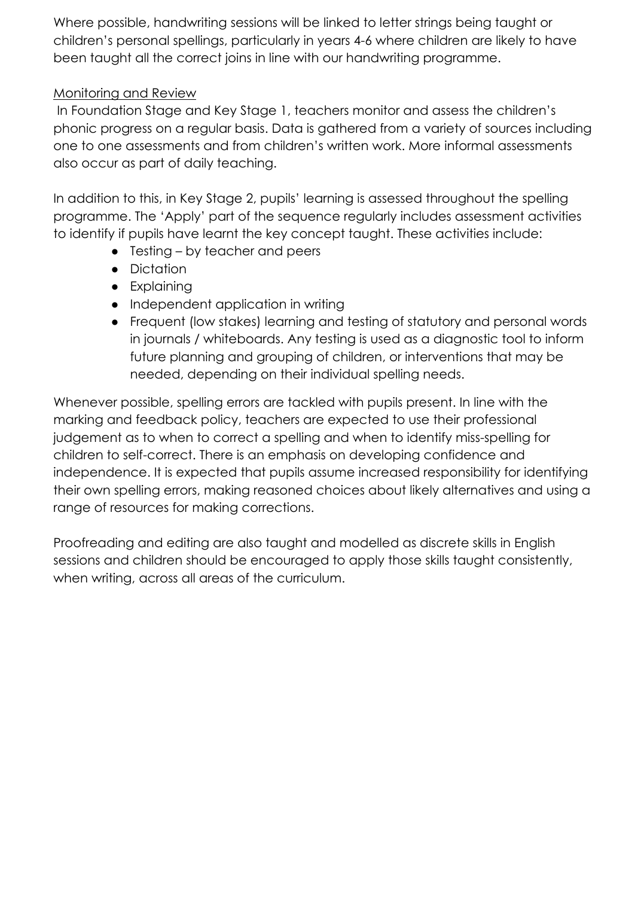Where possible, handwriting sessions will be linked to letter strings being taught or children's personal spellings, particularly in years 4-6 where children are likely to have been taught all the correct joins in line with our handwriting programme.

## Monitoring and Review

In Foundation Stage and Key Stage 1, teachers monitor and assess the children's phonic progress on a regular basis. Data is gathered from a variety of sources including one to one assessments and from children's written work. More informal assessments also occur as part of daily teaching.

In addition to this, in Key Stage 2, pupils' learning is assessed throughout the spelling programme. The 'Apply' part of the sequence regularly includes assessment activities to identify if pupils have learnt the key concept taught. These activities include:

- Testing – by teacher and peers
- Dictation
- Explaining
- Independent application in writing
- Frequent (low stakes) learning and testing of statutory and personal words in journals / whiteboards. Any testing is used as a diagnostic tool to inform future planning and grouping of children, or interventions that may be needed, depending on their individual spelling needs.

Whenever possible, spelling errors are tackled with pupils present. In line with the marking and feedback policy, teachers are expected to use their professional judgement as to when to correct a spelling and when to identify miss-spelling for children to self-correct. There is an emphasis on developing confidence and independence. It is expected that pupils assume increased responsibility for identifying their own spelling errors, making reasoned choices about likely alternatives and using a range of resources for making corrections.

Proofreading and editing are also taught and modelled as discrete skills in English sessions and children should be encouraged to apply those skills taught consistently, when writing, across all areas of the curriculum.